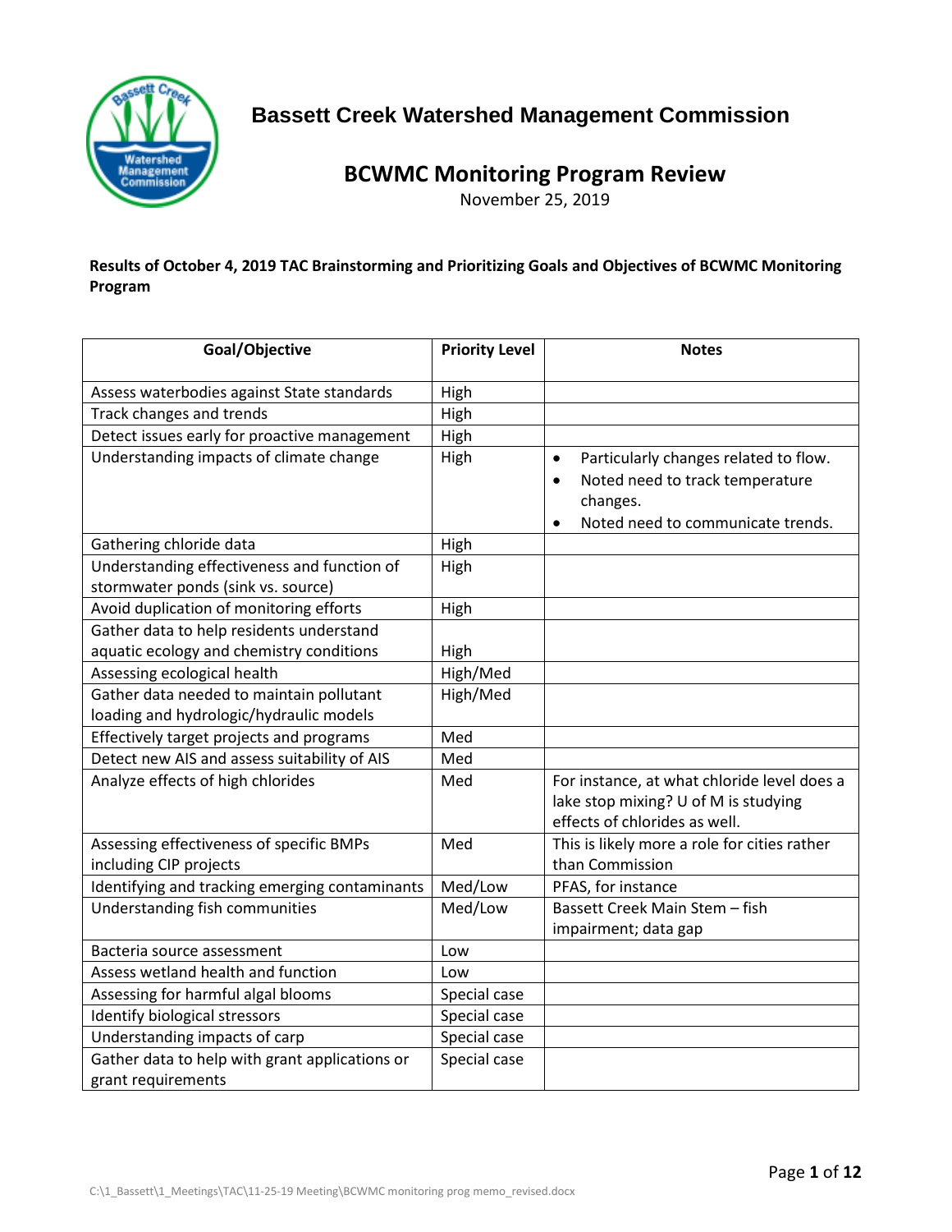# Bassett Creek Watershed Management Commission

## BCWMC Monitoring Program Review

November 25, 2019

**Results of October 4, 2019 TAC Brainstorming and Prioritizing Goals and Objectives of BCWMC Monitoring Program**

| Goal/Objective | Priority Level | Notes |
| --- | --- | --- |
| Assess waterbodies against State standards | High | |
| Track changes and trends | High | |
| Detect issues early for proactive management | High | |
| Understanding impacts of climate change | High | • Particularly changes related to flow.<br>• Noted need to track temperature changes.<br>• Noted need to communicate trends. |
| Gathering chloride data | High | |
| Understanding effectiveness and function of stormwater ponds (sink vs. source) | High | |
| Avoid duplication of monitoring efforts | High | |
| Gather data to help residents understand aquatic ecology and chemistry conditions | High | |
| Assessing ecological health | High/Med | |
| Gather data needed to maintain pollutant loading and hydrologic/hydraulic models | High/Med | |
| Effectively target projects and programs | Med | |
| Detect new AIS and assess suitability of AIS | Med | |
| Analyze effects of high chlorides | Med | For instance, at what chloride level does a lake stop mixing? U of M is studying effects of chlorides as well. |
| Assessing effectiveness of specific BMPs including CIP projects | Med | This is likely more a role for cities rather than Commission |
| Identifying and tracking emerging contaminants | Med/Low | PFAS, for instance |
| Understanding fish communities | Med/Low | Bassett Creek Main Stem – fish impairment; data gap |
| Bacteria source assessment | Low | |
| Assess wetland health and function | Low | |
| Assessing for harmful algal blooms | Special case | |
| Identify biological stressors | Special case | |
| Understanding impacts of carp | Special case | |
| Gather data to help with grant applications or grant requirements | Special case | |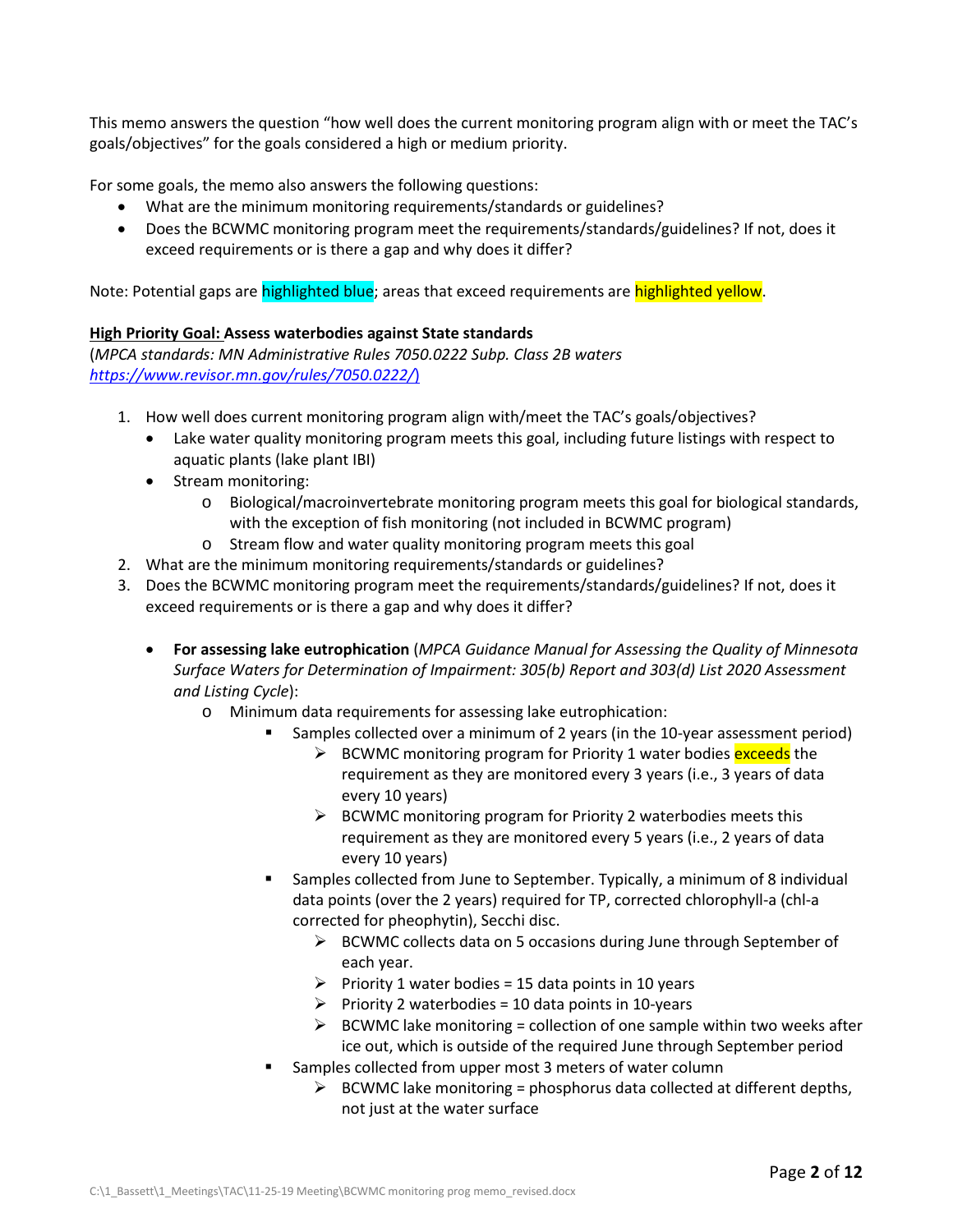This memo answers the question "how well does the current monitoring program align with or meet the TAC's goals/objectives" for the goals considered a high or medium priority.

For some goals, the memo also answers the following questions:

- What are the minimum monitoring requirements/standards or guidelines?
- Does the BCWMC monitoring program meet the requirements/standards/guidelines? If not, does it exceed requirements or is there a gap and why does it differ?

Note: Potential gaps are highlighted blue; areas that exceed requirements are highlighted yellow.

**<u>High Priority Goal:</u> Assess waterbodies against State standards**
(*MPCA standards: MN Administrative Rules 7050.0222 Subp. Class 2B waters* [*https://www.revisor.mn.gov/rules/7050.0222/)*](https://www.revisor.mn.gov/rules/7050.0222/)

1. How well does current monitoring program align with/meet the TAC's goals/objectives?
   - Lake water quality monitoring program meets this goal, including future listings with respect to aquatic plants (lake plant IBI)
   - Stream monitoring:
     - Biological/macroinvertebrate monitoring program meets this goal for biological standards, with the exception of fish monitoring (not included in BCWMC program)
     - Stream flow and water quality monitoring program meets this goal
2. What are the minimum monitoring requirements/standards or guidelines?
3. Does the BCWMC monitoring program meet the requirements/standards/guidelines? If not, does it exceed requirements or is there a gap and why does it differ?
   - **For assessing lake eutrophication** (*MPCA Guidance Manual for Assessing the Quality of Minnesota Surface Waters for Determination of Impairment: 305(b) Report and 303(d) List 2020 Assessment and Listing Cycle*):
     - Minimum data requirements for assessing lake eutrophication:
       - Samples collected over a minimum of 2 years (in the 10-year assessment period)
         - BCWMC monitoring program for Priority 1 water bodies exceeds the requirement as they are monitored every 3 years (i.e., 3 years of data every 10 years)
         - BCWMC monitoring program for Priority 2 waterbodies meets this requirement as they are monitored every 5 years (i.e., 2 years of data every 10 years)
       - Samples collected from June to September. Typically, a minimum of 8 individual data points (over the 2 years) required for TP, corrected chlorophyll-a (chl-a corrected for pheophytin), Secchi disc.
         - BCWMC collects data on 5 occasions during June through September of each year.
         - Priority 1 water bodies = 15 data points in 10 years
         - Priority 2 waterbodies = 10 data points in 10-years
         - BCWMC lake monitoring = collection of one sample within two weeks after ice out, which is outside of the required June through September period
       - Samples collected from upper most 3 meters of water column
         - BCWMC lake monitoring = phosphorus data collected at different depths, not just at the water surface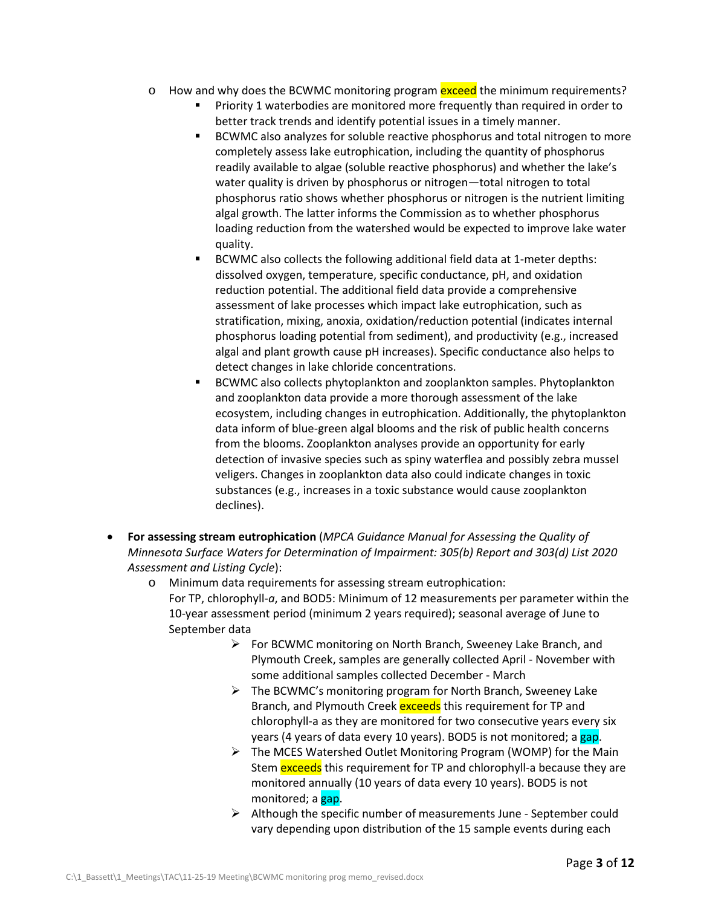- How and why does the BCWMC monitoring program exceed the minimum requirements?
  - Priority 1 waterbodies are monitored more frequently than required in order to better track trends and identify potential issues in a timely manner.
  - BCWMC also analyzes for soluble reactive phosphorus and total nitrogen to more completely assess lake eutrophication, including the quantity of phosphorus readily available to algae (soluble reactive phosphorus) and whether the lake's water quality is driven by phosphorus or nitrogen—total nitrogen to total phosphorus ratio shows whether phosphorus or nitrogen is the nutrient limiting algal growth. The latter informs the Commission as to whether phosphorus loading reduction from the watershed would be expected to improve lake water quality.
  - BCWMC also collects the following additional field data at 1-meter depths: dissolved oxygen, temperature, specific conductance, pH, and oxidation reduction potential. The additional field data provide a comprehensive assessment of lake processes which impact lake eutrophication, such as stratification, mixing, anoxia, oxidation/reduction potential (indicates internal phosphorus loading potential from sediment), and productivity (e.g., increased algal and plant growth cause pH increases). Specific conductance also helps to detect changes in lake chloride concentrations.
  - BCWMC also collects phytoplankton and zooplankton samples. Phytoplankton and zooplankton data provide a more thorough assessment of the lake ecosystem, including changes in eutrophication. Additionally, the phytoplankton data inform of blue-green algal blooms and the risk of public health concerns from the blooms. Zooplankton analyses provide an opportunity for early detection of invasive species such as spiny waterflea and possibly zebra mussel veligers. Changes in zooplankton data also could indicate changes in toxic substances (e.g., increases in a toxic substance would cause zooplankton declines).

- **For assessing stream eutrophication** (*MPCA Guidance Manual for Assessing the Quality of Minnesota Surface Waters for Determination of Impairment: 305(b) Report and 303(d) List 2020 Assessment and Listing Cycle*):
  - Minimum data requirements for assessing stream eutrophication:
    For TP, chlorophyll-*a*, and BOD5: Minimum of 12 measurements per parameter within the 10-year assessment period (minimum 2 years required); seasonal average of June to September data
    - For BCWMC monitoring on North Branch, Sweeney Lake Branch, and Plymouth Creek, samples are generally collected April - November with some additional samples collected December - March
    - The BCWMC's monitoring program for North Branch, Sweeney Lake Branch, and Plymouth Creek exceeds this requirement for TP and chlorophyll-a as they are monitored for two consecutive years every six years (4 years of data every 10 years). BOD5 is not monitored; a gap.
    - The MCES Watershed Outlet Monitoring Program (WOMP) for the Main Stem exceeds this requirement for TP and chlorophyll-a because they are monitored annually (10 years of data every 10 years). BOD5 is not monitored; a gap.
    - Although the specific number of measurements June - September could vary depending upon distribution of the 15 sample events during each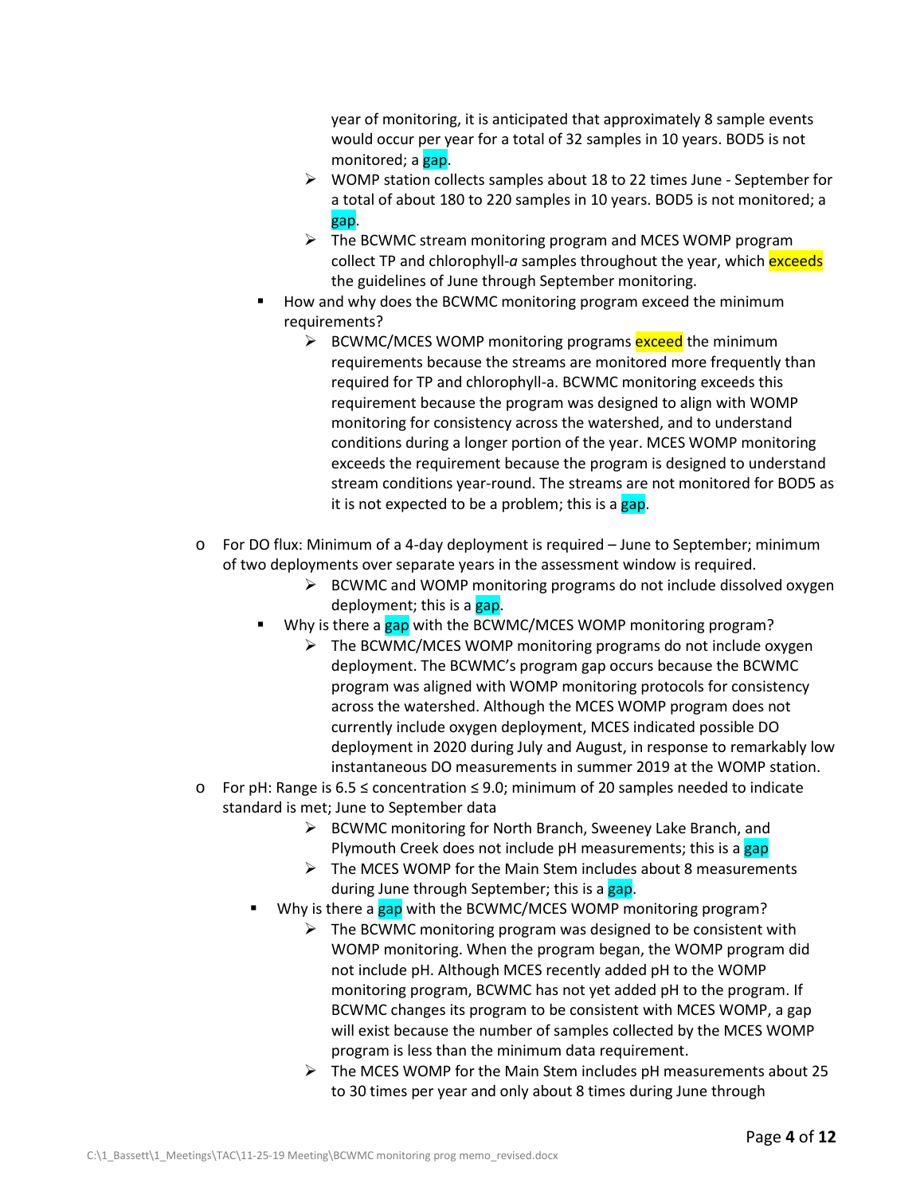- year of monitoring, it is anticipated that approximately 8 sample events would occur per year for a total of 32 samples in 10 years. BOD5 is not monitored; a gap.
      - WOMP station collects samples about 18 to 22 times June - September for a total of about 180 to 220 samples in 10 years. BOD5 is not monitored; a gap.
      - The BCWMC stream monitoring program and MCES WOMP program collect TP and chlorophyll-*a* samples throughout the year, which exceeds the guidelines of June through September monitoring.
  - How and why does the BCWMC monitoring program exceed the minimum requirements?
      - BCWMC/MCES WOMP monitoring programs exceed the minimum requirements because the streams are monitored more frequently than required for TP and chlorophyll-a. BCWMC monitoring exceeds this requirement because the program was designed to align with WOMP monitoring for consistency across the watershed, and to understand conditions during a longer portion of the year. MCES WOMP monitoring exceeds the requirement because the program is designed to understand stream conditions year-round. The streams are not monitored for BOD5 as it is not expected to be a problem; this is a gap.

- For DO flux: Minimum of a 4-day deployment is required – June to September; minimum of two deployments over separate years in the assessment window is required.
      - BCWMC and WOMP monitoring programs do not include dissolved oxygen deployment; this is a gap.
  - Why is there a gap with the BCWMC/MCES WOMP monitoring program?
      - The BCWMC/MCES WOMP monitoring programs do not include oxygen deployment. The BCWMC's program gap occurs because the BCWMC program was aligned with WOMP monitoring protocols for consistency across the watershed. Although the MCES WOMP program does not currently include oxygen deployment, MCES indicated possible DO deployment in 2020 during July and August, in response to remarkably low instantaneous DO measurements in summer 2019 at the WOMP station.
- For pH: Range is 6.5 ≤ concentration ≤ 9.0; minimum of 20 samples needed to indicate standard is met; June to September data
      - BCWMC monitoring for North Branch, Sweeney Lake Branch, and Plymouth Creek does not include pH measurements; this is a gap
      - The MCES WOMP for the Main Stem includes about 8 measurements during June through September; this is a gap.
  - Why is there a gap with the BCWMC/MCES WOMP monitoring program?
      - The BCWMC monitoring program was designed to be consistent with WOMP monitoring. When the program began, the WOMP program did not include pH. Although MCES recently added pH to the WOMP monitoring program, BCWMC has not yet added pH to the program. If BCWMC changes its program to be consistent with MCES WOMP, a gap will exist because the number of samples collected by the MCES WOMP program is less than the minimum data requirement.
      - The MCES WOMP for the Main Stem includes pH measurements about 25 to 30 times per year and only about 8 times during June through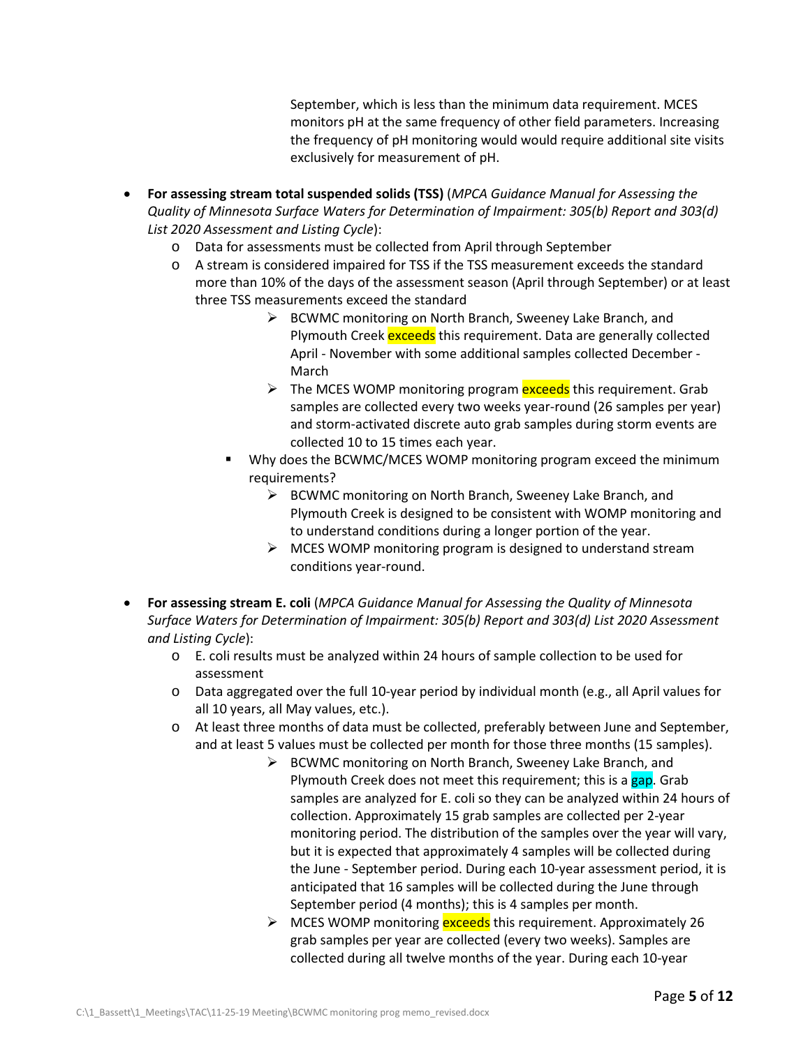September, which is less than the minimum data requirement. MCES monitors pH at the same frequency of other field parameters. Increasing the frequency of pH monitoring would would require additional site visits exclusively for measurement of pH.

- **For assessing stream total suspended solids (TSS)** (*MPCA Guidance Manual for Assessing the Quality of Minnesota Surface Waters for Determination of Impairment: 305(b) Report and 303(d) List 2020 Assessment and Listing Cycle*):
  - Data for assessments must be collected from April through September
  - A stream is considered impaired for TSS if the TSS measurement exceeds the standard more than 10% of the days of the assessment season (April through September) or at least three TSS measurements exceed the standard
    - ➢ BCWMC monitoring on North Branch, Sweeney Lake Branch, and Plymouth Creek exceeds this requirement. Data are generally collected April - November with some additional samples collected December - March
    - ➢ The MCES WOMP monitoring program exceeds this requirement. Grab samples are collected every two weeks year-round (26 samples per year) and storm-activated discrete auto grab samples during storm events are collected 10 to 15 times each year.
    - Why does the BCWMC/MCES WOMP monitoring program exceed the minimum requirements?
      - ➢ BCWMC monitoring on North Branch, Sweeney Lake Branch, and Plymouth Creek is designed to be consistent with WOMP monitoring and to understand conditions during a longer portion of the year.
      - ➢ MCES WOMP monitoring program is designed to understand stream conditions year-round.

- **For assessing stream E. coli** (*MPCA Guidance Manual for Assessing the Quality of Minnesota Surface Waters for Determination of Impairment: 305(b) Report and 303(d) List 2020 Assessment and Listing Cycle*):
  - E. coli results must be analyzed within 24 hours of sample collection to be used for assessment
  - Data aggregated over the full 10-year period by individual month (e.g., all April values for all 10 years, all May values, etc.).
  - At least three months of data must be collected, preferably between June and September, and at least 5 values must be collected per month for those three months (15 samples).
    - ➢ BCWMC monitoring on North Branch, Sweeney Lake Branch, and Plymouth Creek does not meet this requirement; this is a gap. Grab samples are analyzed for E. coli so they can be analyzed within 24 hours of collection. Approximately 15 grab samples are collected per 2-year monitoring period. The distribution of the samples over the year will vary, but it is expected that approximately 4 samples will be collected during the June - September period. During each 10-year assessment period, it is anticipated that 16 samples will be collected during the June through September period (4 months); this is 4 samples per month.
    - ➢ MCES WOMP monitoring exceeds this requirement. Approximately 26 grab samples per year are collected (every two weeks). Samples are collected during all twelve months of the year. During each 10-year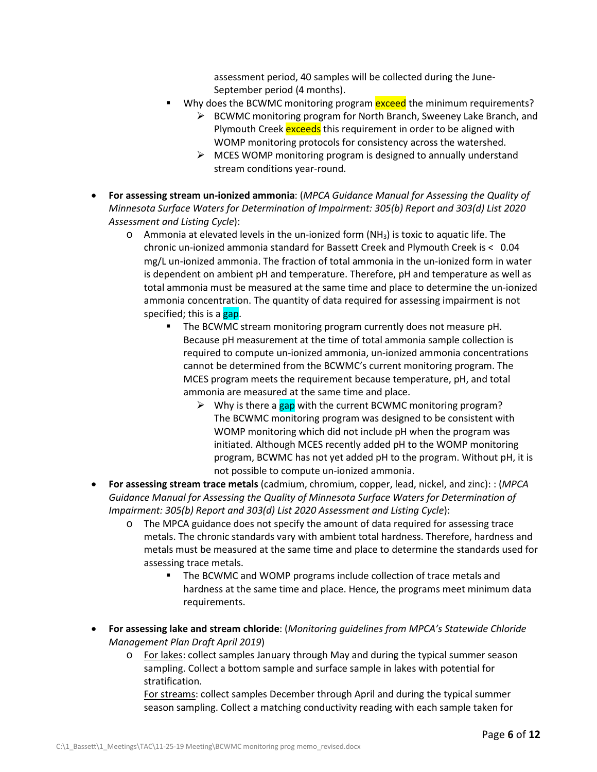assessment period, 40 samples will be collected during the June-September period (4 months).

- Why does the BCWMC monitoring program exceed the minimum requirements?
  - BCWMC monitoring program for North Branch, Sweeney Lake Branch, and Plymouth Creek exceeds this requirement in order to be aligned with WOMP monitoring protocols for consistency across the watershed.
  - MCES WOMP monitoring program is designed to annually understand stream conditions year-round.

- **For assessing stream un-ionized ammonia**: (*MPCA Guidance Manual for Assessing the Quality of Minnesota Surface Waters for Determination of Impairment: 305(b) Report and 303(d) List 2020 Assessment and Listing Cycle*):
  - Ammonia at elevated levels in the un-ionized form ($NH_3$) is toxic to aquatic life. The chronic un-ionized ammonia standard for Bassett Creek and Plymouth Creek is < 0.04 mg/L un-ionized ammonia. The fraction of total ammonia in the un-ionized form in water is dependent on ambient pH and temperature. Therefore, pH and temperature as well as total ammonia must be measured at the same time and place to determine the un-ionized ammonia concentration. The quantity of data required for assessing impairment is not specified; this is a gap.
    - The BCWMC stream monitoring program currently does not measure pH. Because pH measurement at the time of total ammonia sample collection is required to compute un-ionized ammonia, un-ionized ammonia concentrations cannot be determined from the BCWMC's current monitoring program. The MCES program meets the requirement because temperature, pH, and total ammonia are measured at the same time and place.
      - Why is there a gap with the current BCWMC monitoring program? The BCWMC monitoring program was designed to be consistent with WOMP monitoring which did not include pH when the program was initiated. Although MCES recently added pH to the WOMP monitoring program, BCWMC has not yet added pH to the program. Without pH, it is not possible to compute un-ionized ammonia.
- **For assessing stream trace metals** (cadmium, chromium, copper, lead, nickel, and zinc): : (*MPCA Guidance Manual for Assessing the Quality of Minnesota Surface Waters for Determination of Impairment: 305(b) Report and 303(d) List 2020 Assessment and Listing Cycle*):
  - The MPCA guidance does not specify the amount of data required for assessing trace metals. The chronic standards vary with ambient total hardness. Therefore, hardness and metals must be measured at the same time and place to determine the standards used for assessing trace metals.
    - The BCWMC and WOMP programs include collection of trace metals and hardness at the same time and place. Hence, the programs meet minimum data requirements.

- **For assessing lake and stream chloride**: (*Monitoring guidelines from MPCA's Statewide Chloride Management Plan Draft April 2019*)
  - For lakes: collect samples January through May and during the typical summer season sampling. Collect a bottom sample and surface sample in lakes with potential for stratification.

    For streams: collect samples December through April and during the typical summer season sampling. Collect a matching conductivity reading with each sample taken for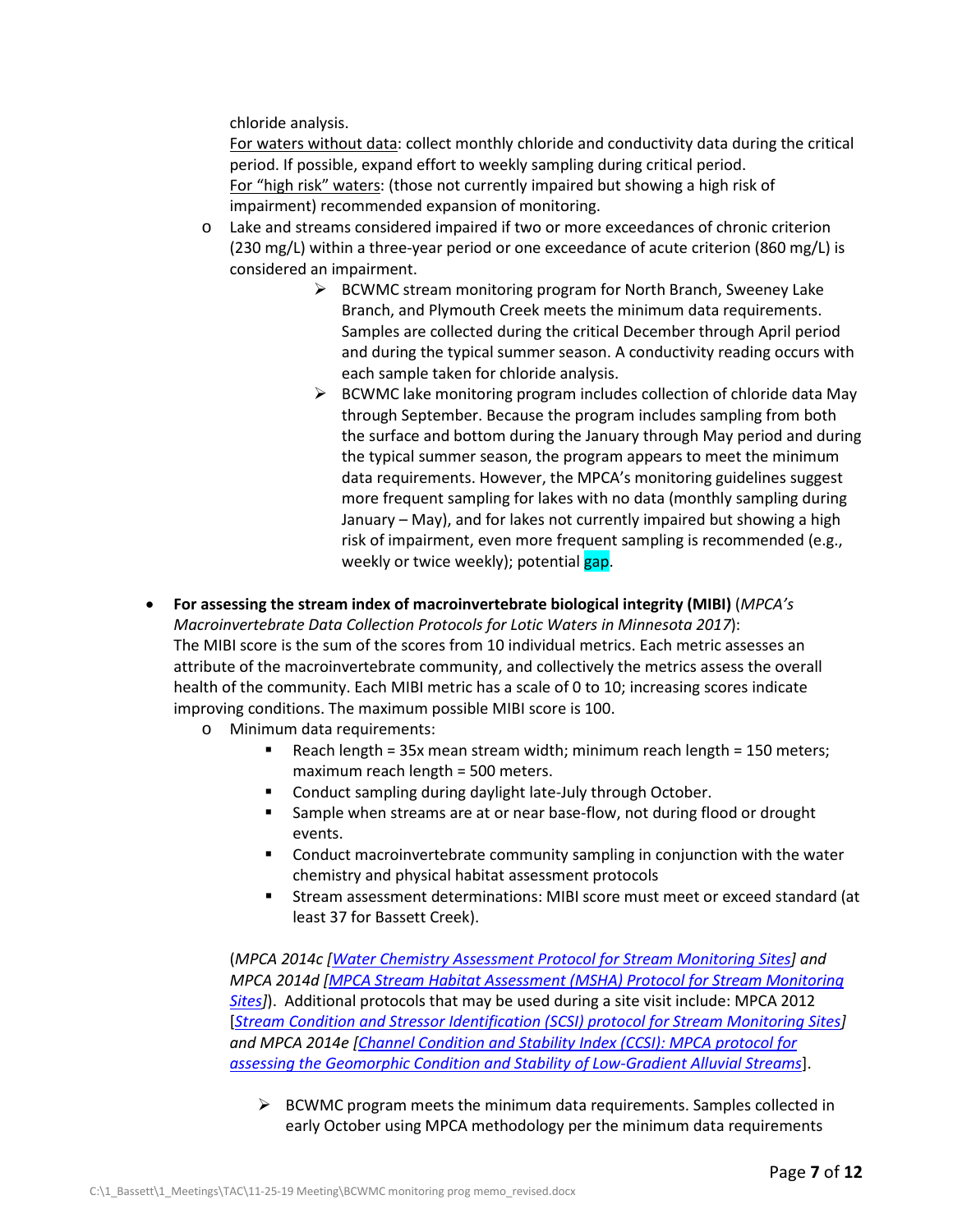chloride analysis.

For waters without data: collect monthly chloride and conductivity data during the critical period. If possible, expand effort to weekly sampling during critical period.

For "high risk" waters: (those not currently impaired but showing a high risk of impairment) recommended expansion of monitoring.

- Lake and streams considered impaired if two or more exceedances of chronic criterion (230 mg/L) within a three-year period or one exceedance of acute criterion (860 mg/L) is considered an impairment.
    - BCWMC stream monitoring program for North Branch, Sweeney Lake Branch, and Plymouth Creek meets the minimum data requirements. Samples are collected during the critical December through April period and during the typical summer season. A conductivity reading occurs with each sample taken for chloride analysis.
    - BCWMC lake monitoring program includes collection of chloride data May through September. Because the program includes sampling from both the surface and bottom during the January through May period and during the typical summer season, the program appears to meet the minimum data requirements. However, the MPCA's monitoring guidelines suggest more frequent sampling for lakes with no data (monthly sampling during January – May), and for lakes not currently impaired but showing a high risk of impairment, even more frequent sampling is recommended (e.g., weekly or twice weekly); potential gap.

- **For assessing the stream index of macroinvertebrate biological integrity (MIBI)** (*MPCA's Macroinvertebrate Data Collection Protocols for Lotic Waters in Minnesota 2017*):
  The MIBI score is the sum of the scores from 10 individual metrics. Each metric assesses an attribute of the macroinvertebrate community, and collectively the metrics assess the overall health of the community. Each MIBI metric has a scale of 0 to 10; increasing scores indicate improving conditions. The maximum possible MIBI score is 100.
    - Minimum data requirements:
        - Reach length = 35x mean stream width; minimum reach length = 150 meters; maximum reach length = 500 meters.
        - Conduct sampling during daylight late-July through October.
        - Sample when streams are at or near base-flow, not during flood or drought events.
        - Conduct macroinvertebrate community sampling in conjunction with the water chemistry and physical habitat assessment protocols
        - Stream assessment determinations: MIBI score must meet or exceed standard (at least 37 for Bassett Creek).

    (*MPCA 2014c [Water Chemistry Assessment Protocol for Stream Monitoring Sites] and MPCA 2014d [MPCA Stream Habitat Assessment (MSHA) Protocol for Stream Monitoring Sites]*). Additional protocols that may be used during a site visit include: MPCA 2012 [*Stream Condition and Stressor Identification (SCSI) protocol for Stream Monitoring Sites*] *and MPCA 2014e [Channel Condition and Stability Index (CCSI): MPCA protocol for assessing the Geomorphic Condition and Stability of Low-Gradient Alluvial Streams*].

    - BCWMC program meets the minimum data requirements. Samples collected in early October using MPCA methodology per the minimum data requirements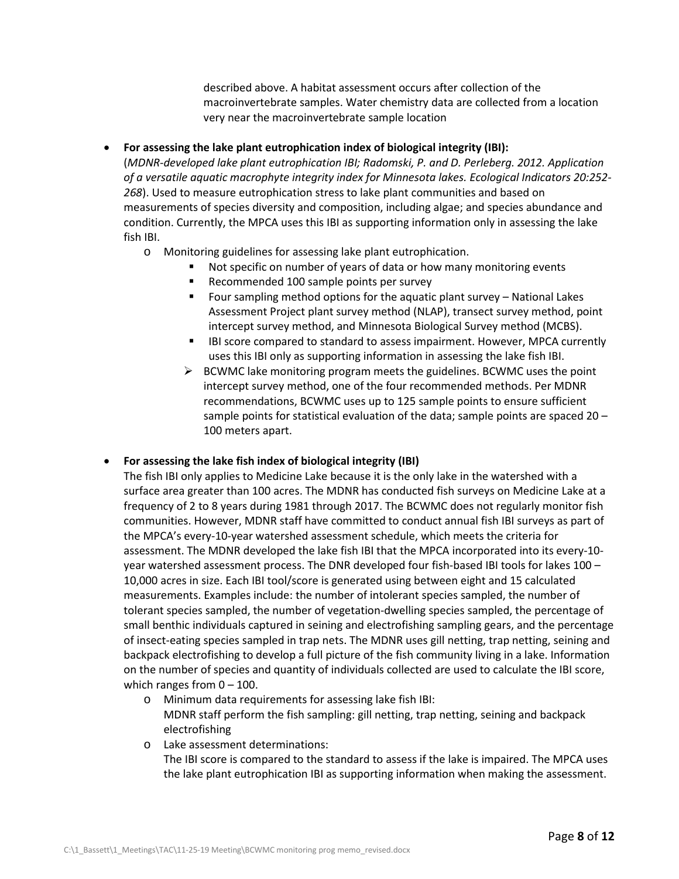described above. A habitat assessment occurs after collection of the macroinvertebrate samples. Water chemistry data are collected from a location very near the macroinvertebrate sample location

- **For assessing the lake plant eutrophication index of biological integrity (IBI):** (*MDNR-developed lake plant eutrophication IBI; Radomski, P. and D. Perleberg. 2012. Application of a versatile aquatic macrophyte integrity index for Minnesota lakes. Ecological Indicators 20:252-268*). Used to measure eutrophication stress to lake plant communities and based on measurements of species diversity and composition, including algae; and species abundance and condition. Currently, the MPCA uses this IBI as supporting information only in assessing the lake fish IBI.
  - Monitoring guidelines for assessing lake plant eutrophication.
    - Not specific on number of years of data or how many monitoring events
    - Recommended 100 sample points per survey
    - Four sampling method options for the aquatic plant survey – National Lakes Assessment Project plant survey method (NLAP), transect survey method, point intercept survey method, and Minnesota Biological Survey method (MCBS).
    - IBI score compared to standard to assess impairment. However, MPCA currently uses this IBI only as supporting information in assessing the lake fish IBI.
  - ➢ BCWMC lake monitoring program meets the guidelines. BCWMC uses the point intercept survey method, one of the four recommended methods. Per MDNR recommendations, BCWMC uses up to 125 sample points to ensure sufficient sample points for statistical evaluation of the data; sample points are spaced 20 – 100 meters apart.

- **For assessing the lake fish index of biological integrity (IBI)**
  The fish IBI only applies to Medicine Lake because it is the only lake in the watershed with a surface area greater than 100 acres. The MDNR has conducted fish surveys on Medicine Lake at a frequency of 2 to 8 years during 1981 through 2017. The BCWMC does not regularly monitor fish communities. However, MDNR staff have committed to conduct annual fish IBI surveys as part of the MPCA's every-10-year watershed assessment schedule, which meets the criteria for assessment. The MDNR developed the lake fish IBI that the MPCA incorporated into its every-10-year watershed assessment process. The DNR developed four fish-based IBI tools for lakes 100 – 10,000 acres in size. Each IBI tool/score is generated using between eight and 15 calculated measurements. Examples include: the number of intolerant species sampled, the number of tolerant species sampled, the number of vegetation-dwelling species sampled, the percentage of small benthic individuals captured in seining and electrofishing sampling gears, and the percentage of insect-eating species sampled in trap nets. The MDNR uses gill netting, trap netting, seining and backpack electrofishing to develop a full picture of the fish community living in a lake. Information on the number of species and quantity of individuals collected are used to calculate the IBI score, which ranges from 0 – 100.
  - Minimum data requirements for assessing lake fish IBI:
    MDNR staff perform the fish sampling: gill netting, trap netting, seining and backpack electrofishing
  - Lake assessment determinations:
    The IBI score is compared to the standard to assess if the lake is impaired. The MPCA uses the lake plant eutrophication IBI as supporting information when making the assessment.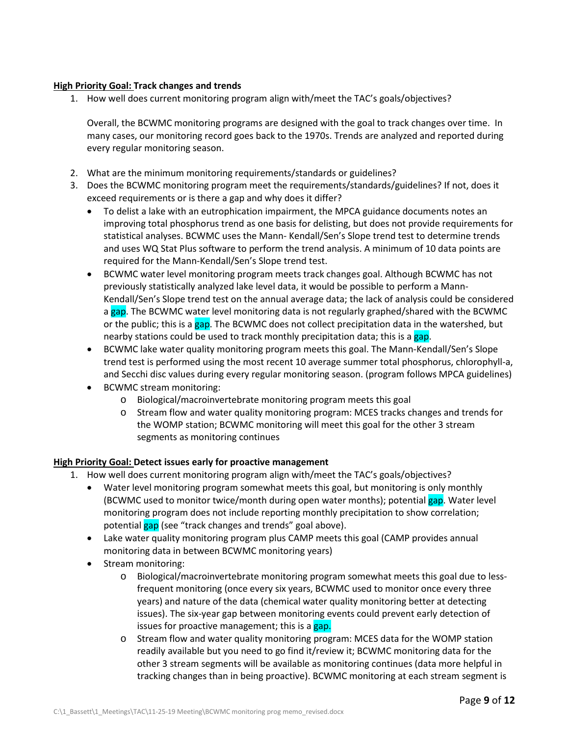**<u>High Priority Goal:</u> Track changes and trends**

1. How well does current monitoring program align with/meet the TAC's goals/objectives?

   Overall, the BCWMC monitoring programs are designed with the goal to track changes over time. In many cases, our monitoring record goes back to the 1970s. Trends are analyzed and reported during every regular monitoring season.

2. What are the minimum monitoring requirements/standards or guidelines?
3. Does the BCWMC monitoring program meet the requirements/standards/guidelines? If not, does it exceed requirements or is there a gap and why does it differ?
   - To delist a lake with an eutrophication impairment, the MPCA guidance documents notes an improving total phosphorus trend as one basis for delisting, but does not provide requirements for statistical analyses. BCWMC uses the Mann- Kendall/Sen's Slope trend test to determine trends and uses WQ Stat Plus software to perform the trend analysis. A minimum of 10 data points are required for the Mann-Kendall/Sen's Slope trend test.
   - BCWMC water level monitoring program meets track changes goal. Although BCWMC has not previously statistically analyzed lake level data, it would be possible to perform a Mann-Kendall/Sen's Slope trend test on the annual average data; the lack of analysis could be considered a gap. The BCWMC water level monitoring data is not regularly graphed/shared with the BCWMC or the public; this is a gap. The BCWMC does not collect precipitation data in the watershed, but nearby stations could be used to track monthly precipitation data; this is a gap.
   - BCWMC lake water quality monitoring program meets this goal. The Mann-Kendall/Sen's Slope trend test is performed using the most recent 10 average summer total phosphorus, chlorophyll-a, and Secchi disc values during every regular monitoring season. (program follows MPCA guidelines)
   - BCWMC stream monitoring:
     - Biological/macroinvertebrate monitoring program meets this goal
     - Stream flow and water quality monitoring program: MCES tracks changes and trends for the WOMP station; BCWMC monitoring will meet this goal for the other 3 stream segments as monitoring continues

**<u>High Priority Goal:</u> Detect issues early for proactive management**

1. How well does current monitoring program align with/meet the TAC's goals/objectives?
   - Water level monitoring program somewhat meets this goal, but monitoring is only monthly (BCWMC used to monitor twice/month during open water months); potential gap. Water level monitoring program does not include reporting monthly precipitation to show correlation; potential gap (see "track changes and trends" goal above).
   - Lake water quality monitoring program plus CAMP meets this goal (CAMP provides annual monitoring data in between BCWMC monitoring years)
   - Stream monitoring:
     - Biological/macroinvertebrate monitoring program somewhat meets this goal due to less-frequent monitoring (once every six years, BCWMC used to monitor once every three years) and nature of the data (chemical water quality monitoring better at detecting issues). The six-year gap between monitoring events could prevent early detection of issues for proactive management; this is a gap.
     - Stream flow and water quality monitoring program: MCES data for the WOMP station readily available but you need to go find it/review it; BCWMC monitoring data for the other 3 stream segments will be available as monitoring continues (data more helpful in tracking changes than in being proactive). BCWMC monitoring at each stream segment is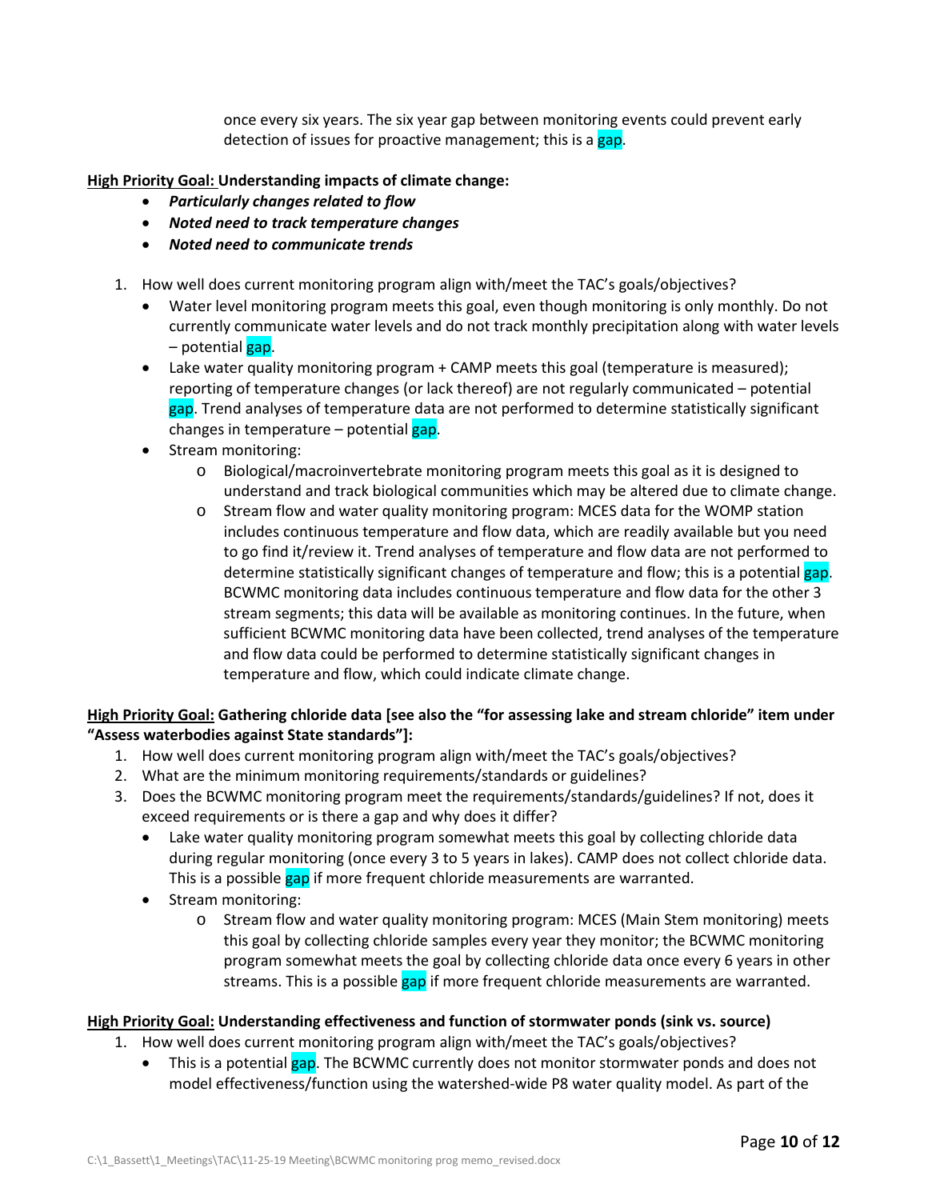once every six years. The six year gap between monitoring events could prevent early detection of issues for proactive management; this is a gap.

**<u>High Priority Goal:</u> Understanding impacts of climate change:**

- ***Particularly changes related to flow***
- ***Noted need to track temperature changes***
- ***Noted need to communicate trends***

1. How well does current monitoring program align with/meet the TAC's goals/objectives?
   - Water level monitoring program meets this goal, even though monitoring is only monthly. Do not currently communicate water levels and do not track monthly precipitation along with water levels – potential gap.
   - Lake water quality monitoring program + CAMP meets this goal (temperature is measured); reporting of temperature changes (or lack thereof) are not regularly communicated – potential gap. Trend analyses of temperature data are not performed to determine statistically significant changes in temperature – potential gap.
   - Stream monitoring:
     - Biological/macroinvertebrate monitoring program meets this goal as it is designed to understand and track biological communities which may be altered due to climate change.
     - Stream flow and water quality monitoring program: MCES data for the WOMP station includes continuous temperature and flow data, which are readily available but you need to go find it/review it. Trend analyses of temperature and flow data are not performed to determine statistically significant changes of temperature and flow; this is a potential gap. BCWMC monitoring data includes continuous temperature and flow data for the other 3 stream segments; this data will be available as monitoring continues. In the future, when sufficient BCWMC monitoring data have been collected, trend analyses of the temperature and flow data could be performed to determine statistically significant changes in temperature and flow, which could indicate climate change.

**<u>High Priority Goal:</u> Gathering chloride data [see also the "for assessing lake and stream chloride" item under "Assess waterbodies against State standards"]:**

1. How well does current monitoring program align with/meet the TAC's goals/objectives?
2. What are the minimum monitoring requirements/standards or guidelines?
3. Does the BCWMC monitoring program meet the requirements/standards/guidelines? If not, does it exceed requirements or is there a gap and why does it differ?
   - Lake water quality monitoring program somewhat meets this goal by collecting chloride data during regular monitoring (once every 3 to 5 years in lakes). CAMP does not collect chloride data. This is a possible gap if more frequent chloride measurements are warranted.
   - Stream monitoring:
     - Stream flow and water quality monitoring program: MCES (Main Stem monitoring) meets this goal by collecting chloride samples every year they monitor; the BCWMC monitoring program somewhat meets the goal by collecting chloride data once every 6 years in other streams. This is a possible gap if more frequent chloride measurements are warranted.

**<u>High Priority Goal:</u> Understanding effectiveness and function of stormwater ponds (sink vs. source)**

1. How well does current monitoring program align with/meet the TAC's goals/objectives?
   - This is a potential gap. The BCWMC currently does not monitor stormwater ponds and does not model effectiveness/function using the watershed-wide P8 water quality model. As part of the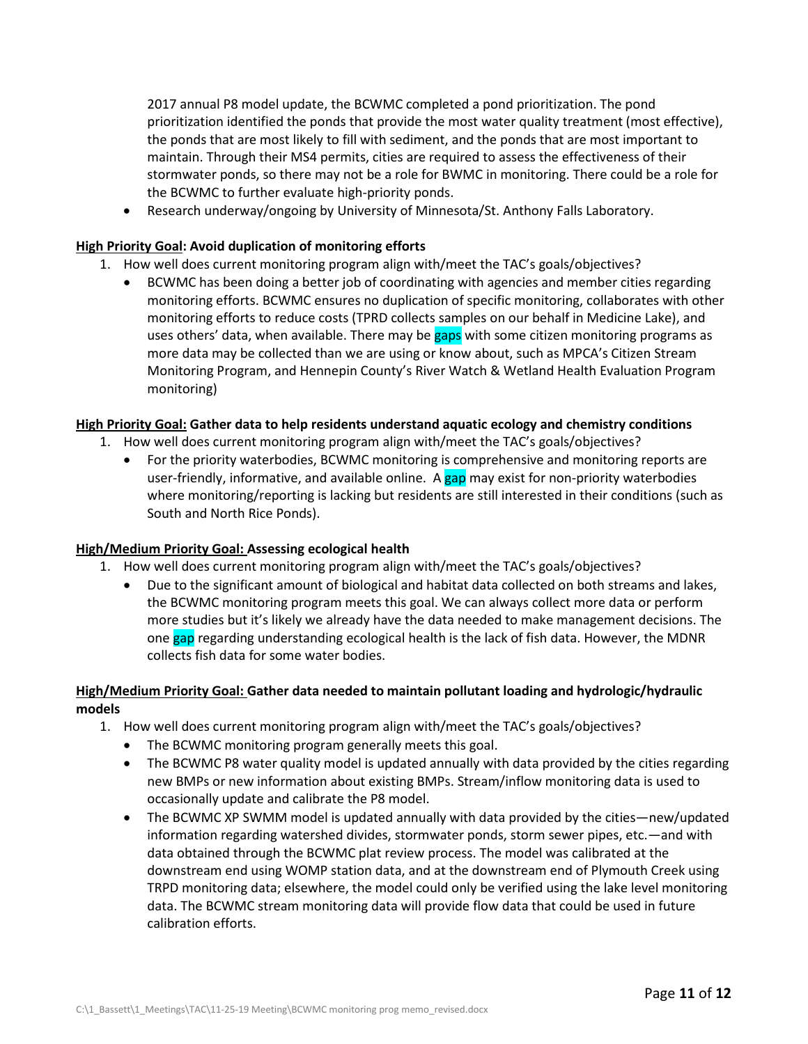2017 annual P8 model update, the BCWMC completed a pond prioritization. The pond prioritization identified the ponds that provide the most water quality treatment (most effective), the ponds that are most likely to fill with sediment, and the ponds that are most important to maintain. Through their MS4 permits, cities are required to assess the effectiveness of their stormwater ponds, so there may not be a role for BWMC in monitoring. There could be a role for the BCWMC to further evaluate high-priority ponds.

- Research underway/ongoing by University of Minnesota/St. Anthony Falls Laboratory.

**<u>High Priority Goal</u>: Avoid duplication of monitoring efforts**

1. How well does current monitoring program align with/meet the TAC's goals/objectives?
   - BCWMC has been doing a better job of coordinating with agencies and member cities regarding monitoring efforts. BCWMC ensures no duplication of specific monitoring, collaborates with other monitoring efforts to reduce costs (TPRD collects samples on our behalf in Medicine Lake), and uses others' data, when available. There may be gaps with some citizen monitoring programs as more data may be collected than we are using or know about, such as MPCA's Citizen Stream Monitoring Program, and Hennepin County's River Watch & Wetland Health Evaluation Program monitoring)

**<u>High Priority Goal:</u> Gather data to help residents understand aquatic ecology and chemistry conditions**

1. How well does current monitoring program align with/meet the TAC's goals/objectives?
   - For the priority waterbodies, BCWMC monitoring is comprehensive and monitoring reports are user-friendly, informative, and available online. A gap may exist for non-priority waterbodies where monitoring/reporting is lacking but residents are still interested in their conditions (such as South and North Rice Ponds).

**<u>High/Medium Priority Goal:</u> Assessing ecological health**

1. How well does current monitoring program align with/meet the TAC's goals/objectives?
   - Due to the significant amount of biological and habitat data collected on both streams and lakes, the BCWMC monitoring program meets this goal. We can always collect more data or perform more studies but it's likely we already have the data needed to make management decisions. The one gap regarding understanding ecological health is the lack of fish data. However, the MDNR collects fish data for some water bodies.

**<u>High/Medium Priority Goal:</u> Gather data needed to maintain pollutant loading and hydrologic/hydraulic models**

1. How well does current monitoring program align with/meet the TAC's goals/objectives?
   - The BCWMC monitoring program generally meets this goal.
   - The BCWMC P8 water quality model is updated annually with data provided by the cities regarding new BMPs or new information about existing BMPs. Stream/inflow monitoring data is used to occasionally update and calibrate the P8 model.
   - The BCWMC XP SWMM model is updated annually with data provided by the cities—new/updated information regarding watershed divides, stormwater ponds, storm sewer pipes, etc.—and with data obtained through the BCWMC plat review process. The model was calibrated at the downstream end using WOMP station data, and at the downstream end of Plymouth Creek using TRPD monitoring data; elsewhere, the model could only be verified using the lake level monitoring data. The BCWMC stream monitoring data will provide flow data that could be used in future calibration efforts.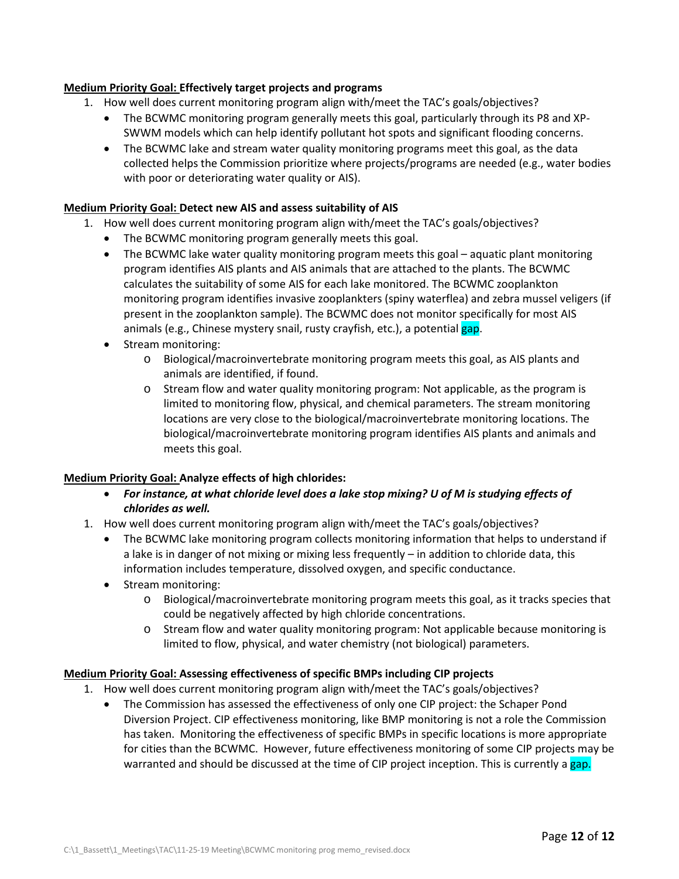**<u>Medium Priority Goal:</u> Effectively target projects and programs**

1. How well does current monitoring program align with/meet the TAC's goals/objectives?
   - The BCWMC monitoring program generally meets this goal, particularly through its P8 and XP-SWWM models which can help identify pollutant hot spots and significant flooding concerns.
   - The BCWMC lake and stream water quality monitoring programs meet this goal, as the data collected helps the Commission prioritize where projects/programs are needed (e.g., water bodies with poor or deteriorating water quality or AIS).

**<u>Medium Priority Goal:</u> Detect new AIS and assess suitability of AIS**

1. How well does current monitoring program align with/meet the TAC's goals/objectives?
   - The BCWMC monitoring program generally meets this goal.
   - The BCWMC lake water quality monitoring program meets this goal – aquatic plant monitoring program identifies AIS plants and AIS animals that are attached to the plants. The BCWMC calculates the suitability of some AIS for each lake monitored. The BCWMC zooplankton monitoring program identifies invasive zooplankters (spiny waterflea) and zebra mussel veligers (if present in the zooplankton sample). The BCWMC does not monitor specifically for most AIS animals (e.g., Chinese mystery snail, rusty crayfish, etc.), a potential gap.
   - Stream monitoring:
     - Biological/macroinvertebrate monitoring program meets this goal, as AIS plants and animals are identified, if found.
     - Stream flow and water quality monitoring program: Not applicable, as the program is limited to monitoring flow, physical, and chemical parameters. The stream monitoring locations are very close to the biological/macroinvertebrate monitoring locations. The biological/macroinvertebrate monitoring program identifies AIS plants and animals and meets this goal.

**<u>Medium Priority Goal:</u> Analyze effects of high chlorides:**

- ***For instance, at what chloride level does a lake stop mixing? U of M is studying effects of chlorides as well.***

1. How well does current monitoring program align with/meet the TAC's goals/objectives?
   - The BCWMC lake monitoring program collects monitoring information that helps to understand if a lake is in danger of not mixing or mixing less frequently – in addition to chloride data, this information includes temperature, dissolved oxygen, and specific conductance.
   - Stream monitoring:
     - Biological/macroinvertebrate monitoring program meets this goal, as it tracks species that could be negatively affected by high chloride concentrations.
     - Stream flow and water quality monitoring program: Not applicable because monitoring is limited to flow, physical, and water chemistry (not biological) parameters.

**<u>Medium Priority Goal:</u> Assessing effectiveness of specific BMPs including CIP projects**

1. How well does current monitoring program align with/meet the TAC's goals/objectives?
   - The Commission has assessed the effectiveness of only one CIP project: the Schaper Pond Diversion Project. CIP effectiveness monitoring, like BMP monitoring is not a role the Commission has taken. Monitoring the effectiveness of specific BMPs in specific locations is more appropriate for cities than the BCWMC. However, future effectiveness monitoring of some CIP projects may be warranted and should be discussed at the time of CIP project inception. This is currently a gap.